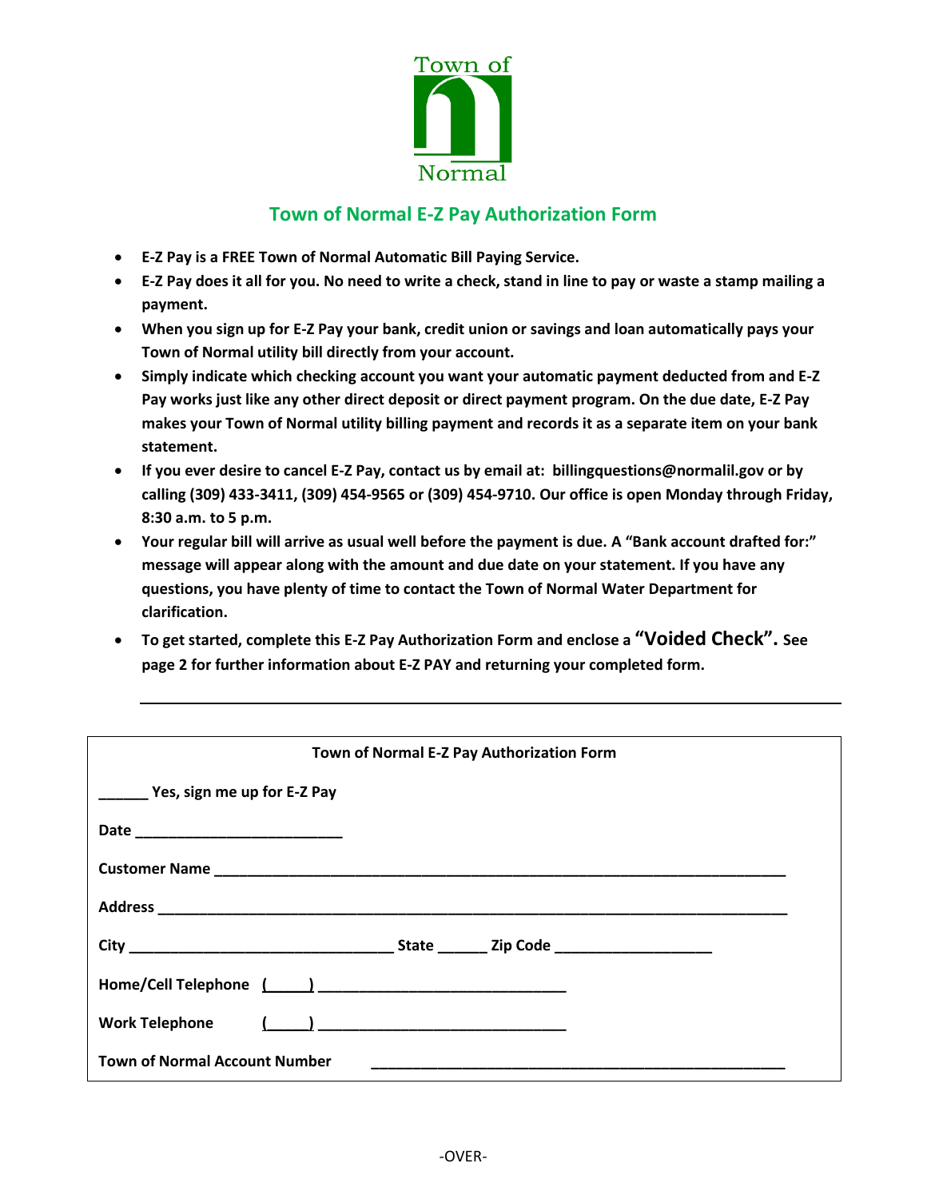Town of Normal

# Town of Normal E-Z Pay Authorization Form

- **E-Z Pay is a FREE Town of Normal Automatic Bill Paying Service.**
- **E-Z Pay does it all for you. No need to write a check, stand in line to pay or waste a stamp mailing a payment.**
- **When you sign up for E-Z Pay your bank, credit union or savings and loan automatically pays your Town of Normal utility bill directly from your account.**
- **Simply indicate which checking account you want your automatic payment deducted from and E-Z Pay works just like any other direct deposit or direct payment program. On the due date, E-Z Pay makes your Town of Normal utility billing payment and records it as a separate item on your bank statement.**
- **If you ever desire to cancel E-Z Pay, contact us by email at: billingquestions@normalil.gov or by calling (309) 433-3411, (309) 454-9565 or (309) 454-9710. Our office is open Monday through Friday, 8:30 a.m. to 5 p.m.**
- **Your regular bill will arrive as usual well before the payment is due. A "Bank account drafted for:" message will appear along with the amount and due date on your statement. If you have any questions, you have plenty of time to contact the Town of Normal Water Department for clarification.**
- **To get started, complete this E-Z Pay Authorization Form and enclose a "Voided Check". See page 2 for further information about E-Z PAY and returning your completed form.**

---

**Town of Normal E-Z Pay Authorization Form**

______ **Yes, sign me up for E-Z Pay**

**Date** ________________________

**Customer Name** ____________________________________________________________________

**Address** __________________________________________________________________________

**City** ______________________________ **State** ______ **Zip Code** __________________

**Home/Cell Telephone** (_____) ____________________________

**Work Telephone** (_____) ____________________________

**Town of Normal Account Number** _______________________________________________

-OVER-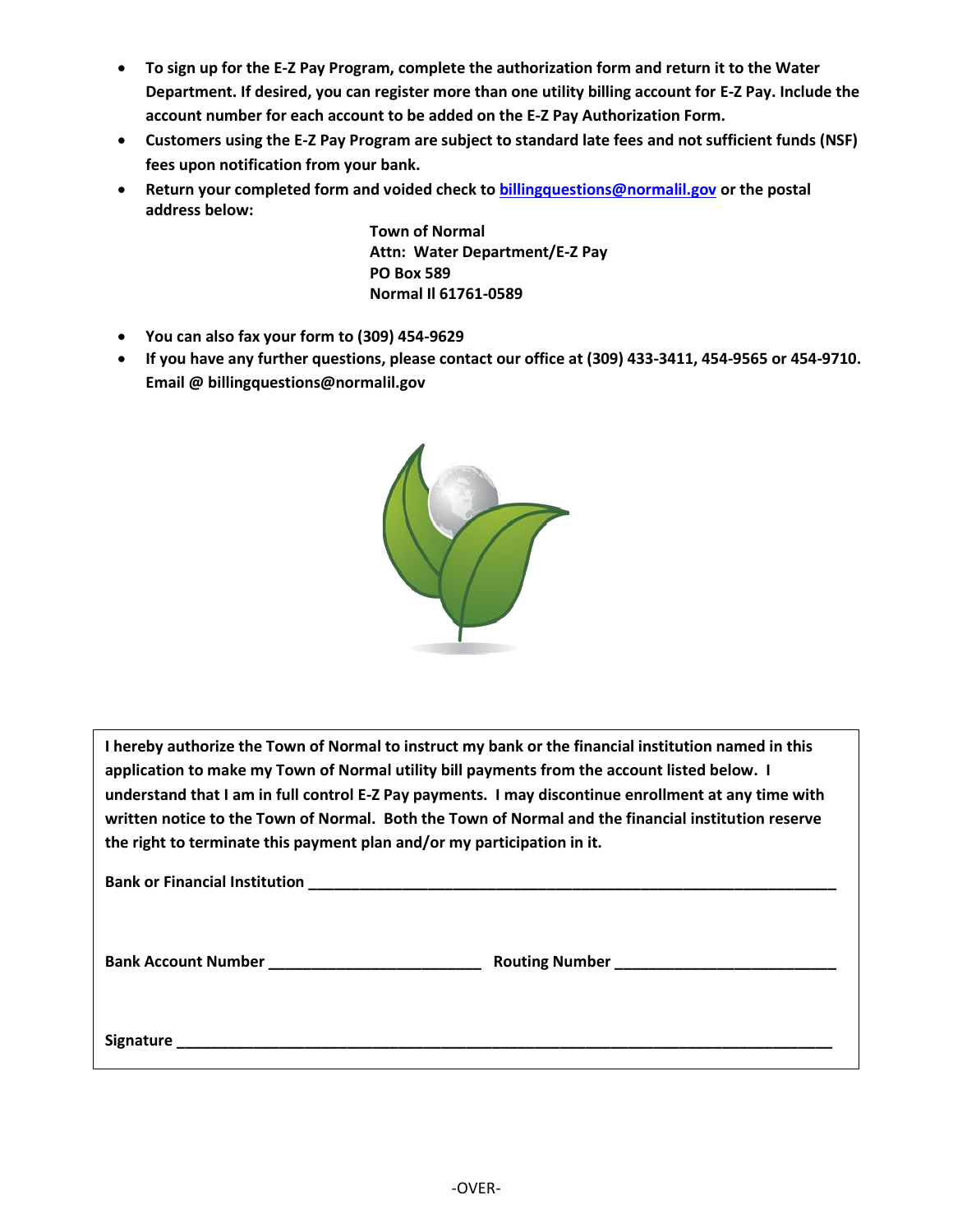- **To sign up for the E-Z Pay Program, complete the authorization form and return it to the Water Department. If desired, you can register more than one utility billing account for E-Z Pay. Include the account number for each account to be added on the E-Z Pay Authorization Form.**
- **Customers using the E-Z Pay Program are subject to standard late fees and not sufficient funds (NSF) fees upon notification from your bank.**
- **Return your completed form and voided check to [billingquestions@normalil.gov](mailto:billingquestions@normalil.gov) or the postal address below:**

  **Town of Normal**
  **Attn: Water Department/E-Z Pay**
  **PO Box 589**
  **Normal Il 61761-0589**

- **You can also fax your form to (309) 454-9629**
- **If you have any further questions, please contact our office at (309) 433-3411, 454-9565 or 454-9710. Email @ billingquestions@normalil.gov**

**I hereby authorize the Town of Normal to instruct my bank or the financial institution named in this application to make my Town of Normal utility bill payments from the account listed below. I understand that I am in full control E-Z Pay payments. I may discontinue enrollment at any time with written notice to the Town of Normal. Both the Town of Normal and the financial institution reserve the right to terminate this payment plan and/or my participation in it.**

**Bank or Financial Institution** ______________________________________________

**Bank Account Number** _________________________ **Routing Number** _________________________

**Signature** ______________________________________________________________

-OVER-